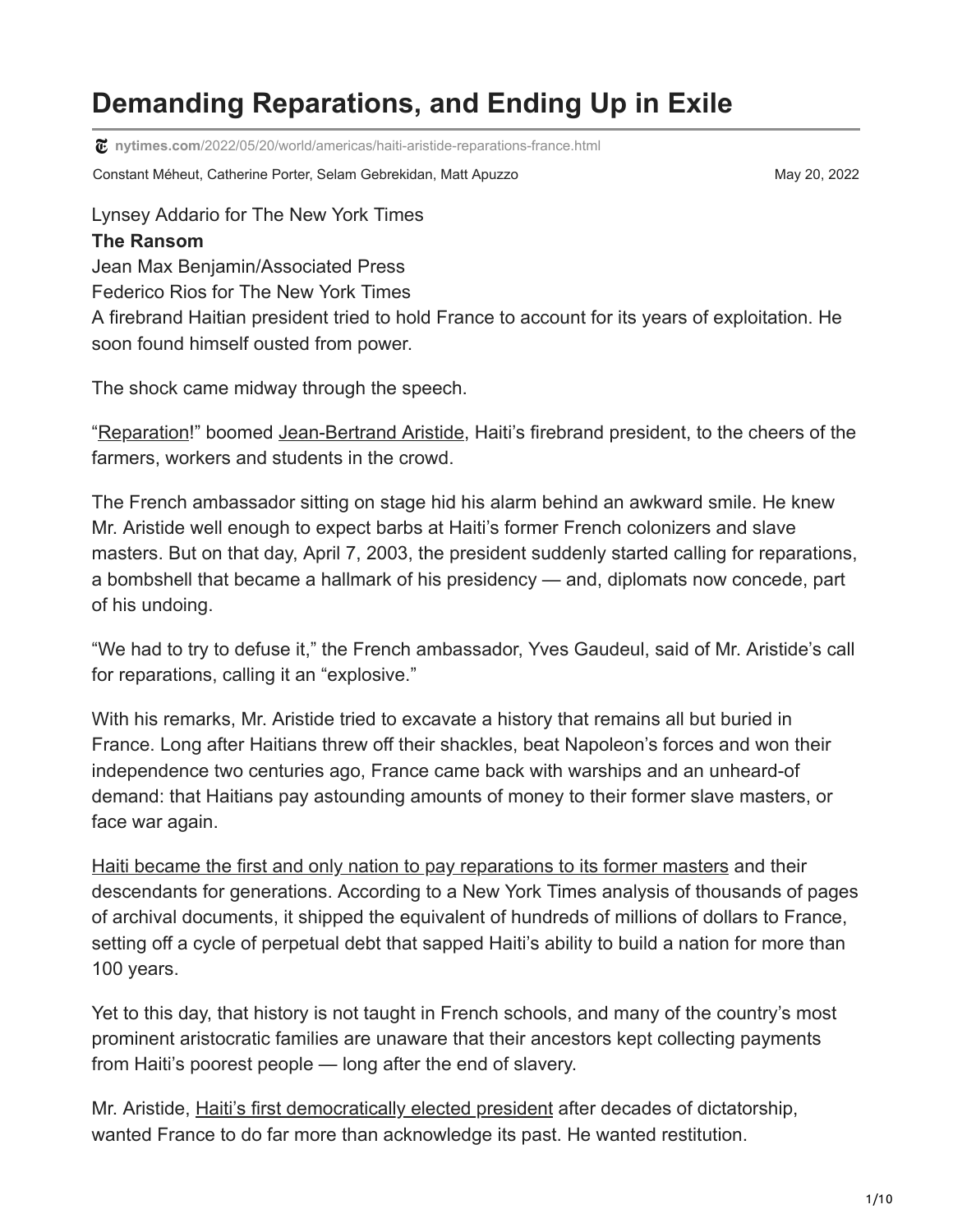# Demanding Reparations, and Ending Up in Exile

nytimes.com/2022/05/20/world/americas/haiti-aristide-reparations-france.html

Constant Méheut, Catherine Porter, Selam Gebrekidan, Matt Apuzzo

May 20, 2022

Lynsey Addario for The New York Times

**The Ransom**

Jean Max Benjamin/Associated Press

Federico Rios for The New York Times

A firebrand Haitian president tried to hold France to account for its years of exploitation. He soon found himself ousted from power.

The shock came midway through the speech.

"Reparation!" boomed Jean-Bertrand Aristide, Haiti's firebrand president, to the cheers of the farmers, workers and students in the crowd.

The French ambassador sitting on stage hid his alarm behind an awkward smile. He knew Mr. Aristide well enough to expect barbs at Haiti's former French colonizers and slave masters. But on that day, April 7, 2003, the president suddenly started calling for reparations, a bombshell that became a hallmark of his presidency — and, diplomats now concede, part of his undoing.

"We had to try to defuse it," the French ambassador, Yves Gaudeul, said of Mr. Aristide's call for reparations, calling it an "explosive."

With his remarks, Mr. Aristide tried to excavate a history that remains all but buried in France. Long after Haitians threw off their shackles, beat Napoleon's forces and won their independence two centuries ago, France came back with warships and an unheard-of demand: that Haitians pay astounding amounts of money to their former slave masters, or face war again.

Haiti became the first and only nation to pay reparations to its former masters and their descendants for generations. According to a New York Times analysis of thousands of pages of archival documents, it shipped the equivalent of hundreds of millions of dollars to France, setting off a cycle of perpetual debt that sapped Haiti's ability to build a nation for more than 100 years.

Yet to this day, that history is not taught in French schools, and many of the country's most prominent aristocratic families are unaware that their ancestors kept collecting payments from Haiti's poorest people — long after the end of slavery.

Mr. Aristide, Haiti's first democratically elected president after decades of dictatorship, wanted France to do far more than acknowledge its past. He wanted restitution.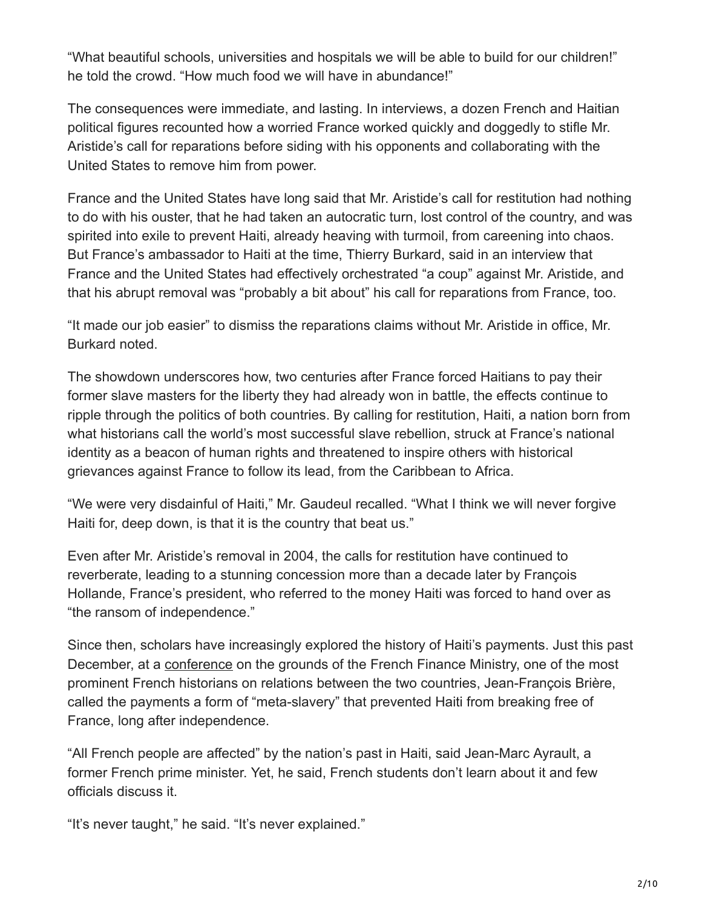“What beautiful schools, universities and hospitals we will be able to build for our children!” he told the crowd. “How much food we will have in abundance!”

The consequences were immediate, and lasting. In interviews, a dozen French and Haitian political figures recounted how a worried France worked quickly and doggedly to stifle Mr. Aristide’s call for reparations before siding with his opponents and collaborating with the United States to remove him from power.

France and the United States have long said that Mr. Aristide’s call for restitution had nothing to do with his ouster, that he had taken an autocratic turn, lost control of the country, and was spirited into exile to prevent Haiti, already heaving with turmoil, from careening into chaos. But France’s ambassador to Haiti at the time, Thierry Burkard, said in an interview that France and the United States had effectively orchestrated “a coup” against Mr. Aristide, and that his abrupt removal was “probably a bit about” his call for reparations from France, too.

“It made our job easier” to dismiss the reparations claims without Mr. Aristide in office, Mr. Burkard noted.

The showdown underscores how, two centuries after France forced Haitians to pay their former slave masters for the liberty they had already won in battle, the effects continue to ripple through the politics of both countries. By calling for restitution, Haiti, a nation born from what historians call the world’s most successful slave rebellion, struck at France’s national identity as a beacon of human rights and threatened to inspire others with historical grievances against France to follow its lead, from the Caribbean to Africa.

“We were very disdainful of Haiti,” Mr. Gaudeul recalled. “What I think we will never forgive Haiti for, deep down, is that it is the country that beat us.”

Even after Mr. Aristide’s removal in 2004, the calls for restitution have continued to reverberate, leading to a stunning concession more than a decade later by François Hollande, France’s president, who referred to the money Haiti was forced to hand over as “the ransom of independence.”

Since then, scholars have increasingly explored the history of Haiti’s payments. Just this past December, at a conference on the grounds of the French Finance Ministry, one of the most prominent French historians on relations between the two countries, Jean-François Brière, called the payments a form of “meta-slavery” that prevented Haiti from breaking free of France, long after independence.

“All French people are affected” by the nation’s past in Haiti, said Jean-Marc Ayrault, a former French prime minister. Yet, he said, French students don’t learn about it and few officials discuss it.

“It’s never taught,” he said. “It’s never explained.”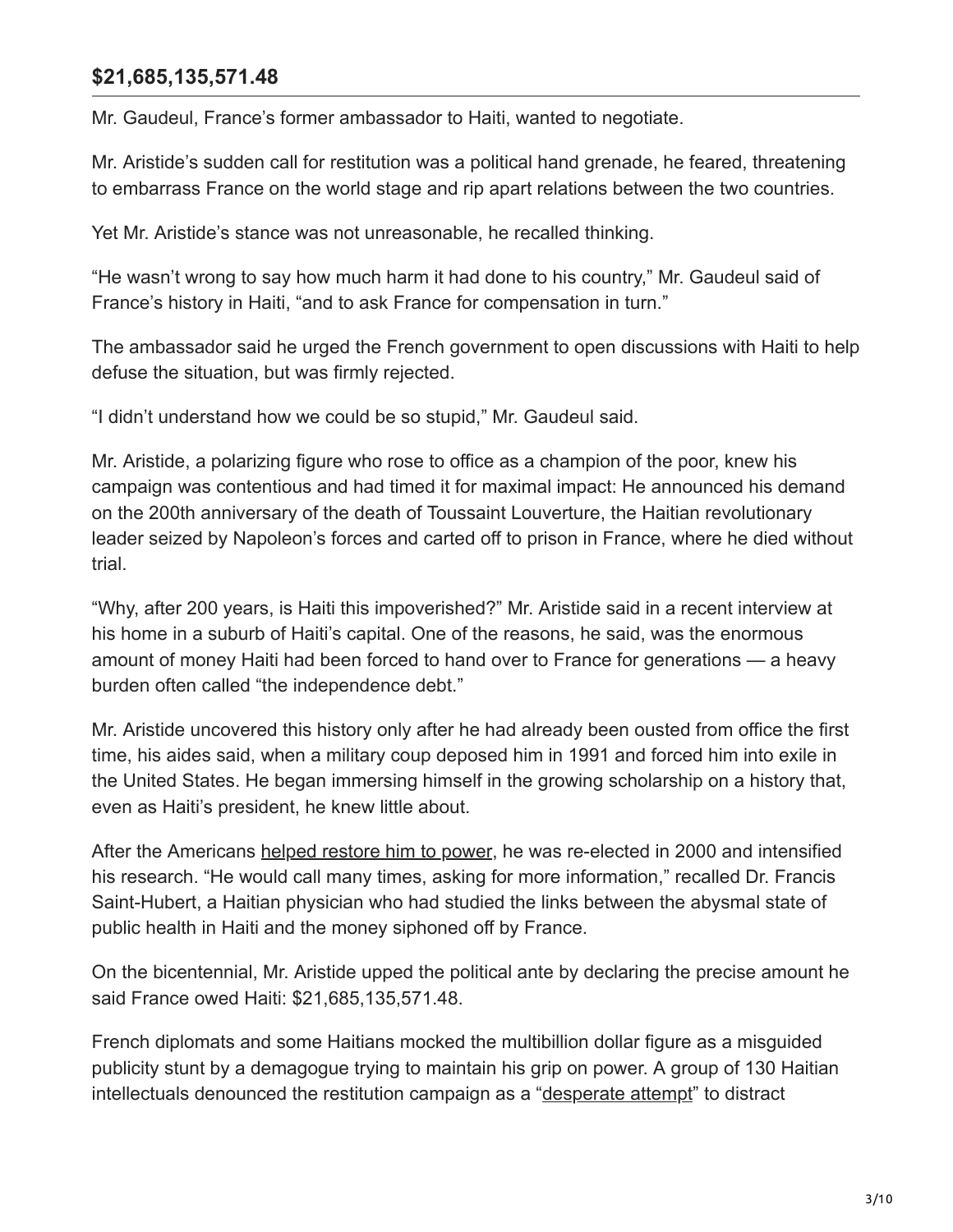## $21,685,135,571.48

Mr. Gaudeul, France's former ambassador to Haiti, wanted to negotiate.

Mr. Aristide's sudden call for restitution was a political hand grenade, he feared, threatening to embarrass France on the world stage and rip apart relations between the two countries.

Yet Mr. Aristide's stance was not unreasonable, he recalled thinking.

"He wasn't wrong to say how much harm it had done to his country," Mr. Gaudeul said of France's history in Haiti, "and to ask France for compensation in turn."

The ambassador said he urged the French government to open discussions with Haiti to help defuse the situation, but was firmly rejected.

"I didn't understand how we could be so stupid," Mr. Gaudeul said.

Mr. Aristide, a polarizing figure who rose to office as a champion of the poor, knew his campaign was contentious and had timed it for maximal impact: He announced his demand on the 200th anniversary of the death of Toussaint Louverture, the Haitian revolutionary leader seized by Napoleon's forces and carted off to prison in France, where he died without trial.

"Why, after 200 years, is Haiti this impoverished?" Mr. Aristide said in a recent interview at his home in a suburb of Haiti's capital. One of the reasons, he said, was the enormous amount of money Haiti had been forced to hand over to France for generations — a heavy burden often called "the independence debt."

Mr. Aristide uncovered this history only after he had already been ousted from office the first time, his aides said, when a military coup deposed him in 1991 and forced him into exile in the United States. He began immersing himself in the growing scholarship on a history that, even as Haiti's president, he knew little about.

After the Americans helped restore him to power, he was re-elected in 2000 and intensified his research. "He would call many times, asking for more information," recalled Dr. Francis Saint-Hubert, a Haitian physician who had studied the links between the abysmal state of public health in Haiti and the money siphoned off by France.

On the bicentennial, Mr. Aristide upped the political ante by declaring the precise amount he said France owed Haiti: $21,685,135,571.48.

French diplomats and some Haitians mocked the multibillion dollar figure as a misguided publicity stunt by a demagogue trying to maintain his grip on power. A group of 130 Haitian intellectuals denounced the restitution campaign as a "desperate attempt" to distract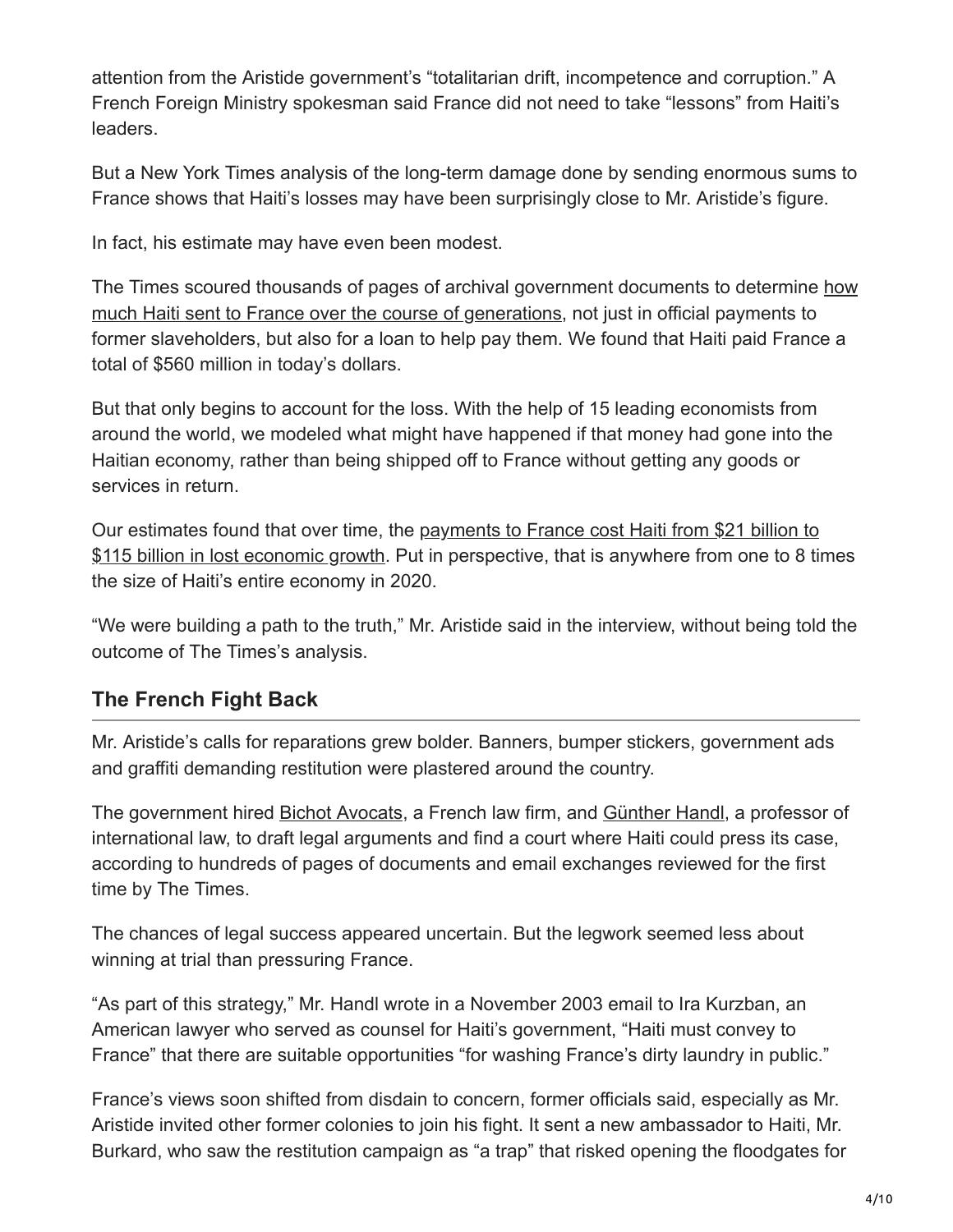attention from the Aristide government's "totalitarian drift, incompetence and corruption." A French Foreign Ministry spokesman said France did not need to take "lessons" from Haiti's leaders.

But a New York Times analysis of the long-term damage done by sending enormous sums to France shows that Haiti's losses may have been surprisingly close to Mr. Aristide's figure.

In fact, his estimate may have even been modest.

The Times scoured thousands of pages of archival government documents to determine how much Haiti sent to France over the course of generations, not just in official payments to former slaveholders, but also for a loan to help pay them. We found that Haiti paid France a total of $560 million in today's dollars.

But that only begins to account for the loss. With the help of 15 leading economists from around the world, we modeled what might have happened if that money had gone into the Haitian economy, rather than being shipped off to France without getting any goods or services in return.

Our estimates found that over time, the payments to France cost Haiti from $21 billion to $115 billion in lost economic growth. Put in perspective, that is anywhere from one to 8 times the size of Haiti's entire economy in 2020.

"We were building a path to the truth," Mr. Aristide said in the interview, without being told the outcome of The Times's analysis.

## The French Fight Back

Mr. Aristide's calls for reparations grew bolder. Banners, bumper stickers, government ads and graffiti demanding restitution were plastered around the country.

The government hired Bichot Avocats, a French law firm, and Günther Handl, a professor of international law, to draft legal arguments and find a court where Haiti could press its case, according to hundreds of pages of documents and email exchanges reviewed for the first time by The Times.

The chances of legal success appeared uncertain. But the legwork seemed less about winning at trial than pressuring France.

"As part of this strategy," Mr. Handl wrote in a November 2003 email to Ira Kurzban, an American lawyer who served as counsel for Haiti's government, "Haiti must convey to France" that there are suitable opportunities "for washing France's dirty laundry in public."

France's views soon shifted from disdain to concern, former officials said, especially as Mr. Aristide invited other former colonies to join his fight. It sent a new ambassador to Haiti, Mr. Burkard, who saw the restitution campaign as "a trap" that risked opening the floodgates for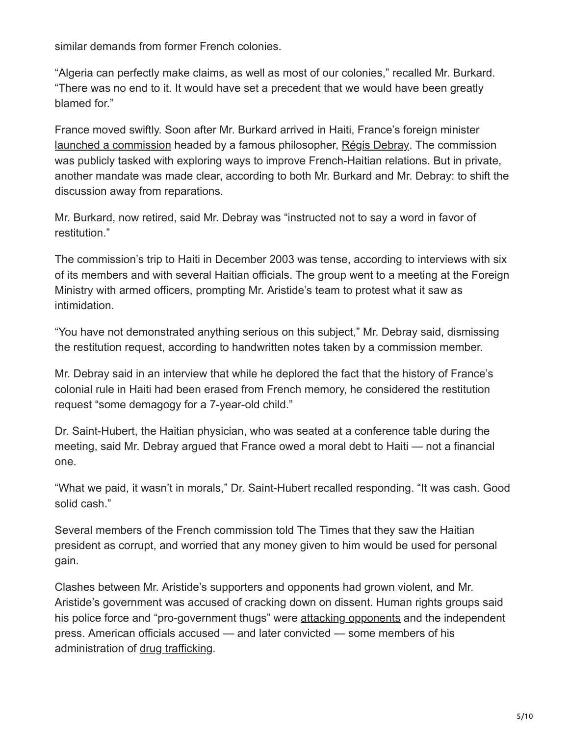similar demands from former French colonies.

“Algeria can perfectly make claims, as well as most of our colonies,” recalled Mr. Burkard. “There was no end to it. It would have set a precedent that we would have been greatly blamed for.”

France moved swiftly. Soon after Mr. Burkard arrived in Haiti, France’s foreign minister launched a commission headed by a famous philosopher, Régis Debray. The commission was publicly tasked with exploring ways to improve French-Haitian relations. But in private, another mandate was made clear, according to both Mr. Burkard and Mr. Debray: to shift the discussion away from reparations.

Mr. Burkard, now retired, said Mr. Debray was “instructed not to say a word in favor of restitution.”

The commission’s trip to Haiti in December 2003 was tense, according to interviews with six of its members and with several Haitian officials. The group went to a meeting at the Foreign Ministry with armed officers, prompting Mr. Aristide’s team to protest what it saw as intimidation.

“You have not demonstrated anything serious on this subject,” Mr. Debray said, dismissing the restitution request, according to handwritten notes taken by a commission member.

Mr. Debray said in an interview that while he deplored the fact that the history of France’s colonial rule in Haiti had been erased from French memory, he considered the restitution request “some demagogy for a 7-year-old child.”

Dr. Saint-Hubert, the Haitian physician, who was seated at a conference table during the meeting, said Mr. Debray argued that France owed a moral debt to Haiti — not a financial one.

“What we paid, it wasn’t in morals,” Dr. Saint-Hubert recalled responding. “It was cash. Good solid cash.”

Several members of the French commission told The Times that they saw the Haitian president as corrupt, and worried that any money given to him would be used for personal gain.

Clashes between Mr. Aristide’s supporters and opponents had grown violent, and Mr. Aristide’s government was accused of cracking down on dissent. Human rights groups said his police force and “pro-government thugs” were attacking opponents and the independent press. American officials accused — and later convicted — some members of his administration of drug trafficking.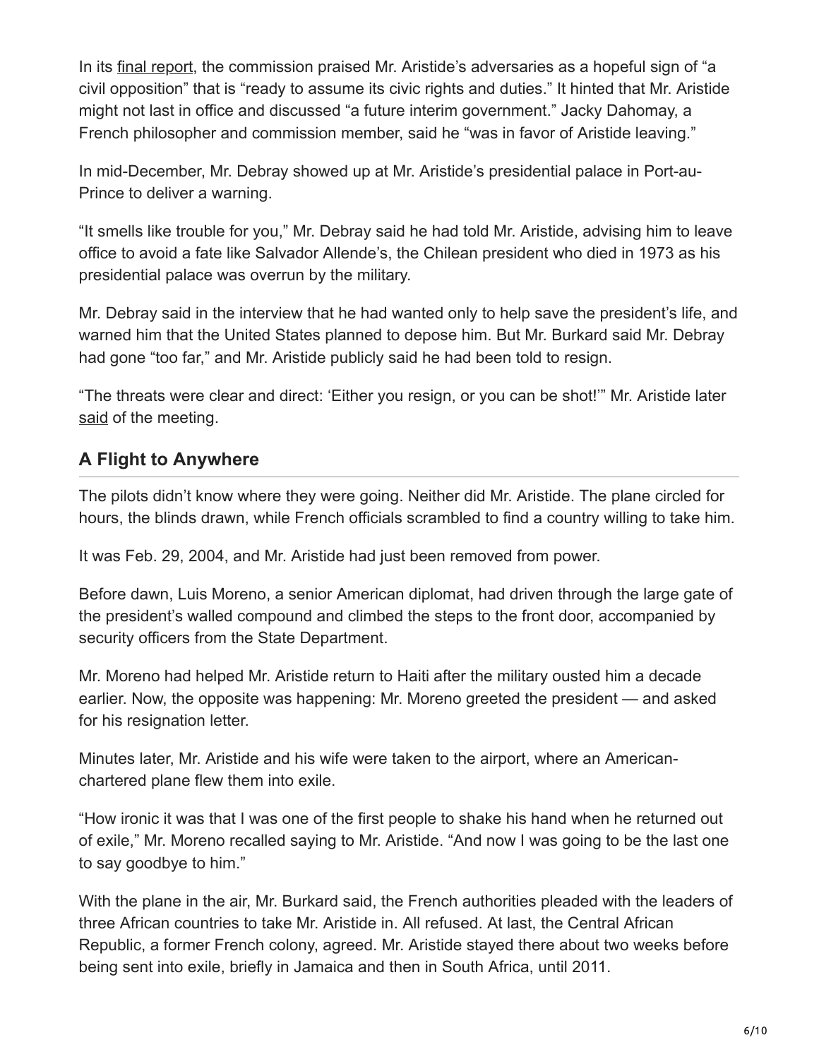In its final report, the commission praised Mr. Aristide's adversaries as a hopeful sign of "a civil opposition" that is "ready to assume its civic rights and duties." It hinted that Mr. Aristide might not last in office and discussed "a future interim government." Jacky Dahomay, a French philosopher and commission member, said he "was in favor of Aristide leaving."

In mid-December, Mr. Debray showed up at Mr. Aristide's presidential palace in Port-au-Prince to deliver a warning.

"It smells like trouble for you," Mr. Debray said he had told Mr. Aristide, advising him to leave office to avoid a fate like Salvador Allende's, the Chilean president who died in 1973 as his presidential palace was overrun by the military.

Mr. Debray said in the interview that he had wanted only to help save the president's life, and warned him that the United States planned to depose him. But Mr. Burkard said Mr. Debray had gone "too far," and Mr. Aristide publicly said he had been told to resign.

"The threats were clear and direct: 'Either you resign, or you can be shot!'" Mr. Aristide later said of the meeting.

## A Flight to Anywhere

The pilots didn't know where they were going. Neither did Mr. Aristide. The plane circled for hours, the blinds drawn, while French officials scrambled to find a country willing to take him.

It was Feb. 29, 2004, and Mr. Aristide had just been removed from power.

Before dawn, Luis Moreno, a senior American diplomat, had driven through the large gate of the president's walled compound and climbed the steps to the front door, accompanied by security officers from the State Department.

Mr. Moreno had helped Mr. Aristide return to Haiti after the military ousted him a decade earlier. Now, the opposite was happening: Mr. Moreno greeted the president — and asked for his resignation letter.

Minutes later, Mr. Aristide and his wife were taken to the airport, where an American-chartered plane flew them into exile.

"How ironic it was that I was one of the first people to shake his hand when he returned out of exile," Mr. Moreno recalled saying to Mr. Aristide. "And now I was going to be the last one to say goodbye to him."

With the plane in the air, Mr. Burkard said, the French authorities pleaded with the leaders of three African countries to take Mr. Aristide in. All refused. At last, the Central African Republic, a former French colony, agreed. Mr. Aristide stayed there about two weeks before being sent into exile, briefly in Jamaica and then in South Africa, until 2011.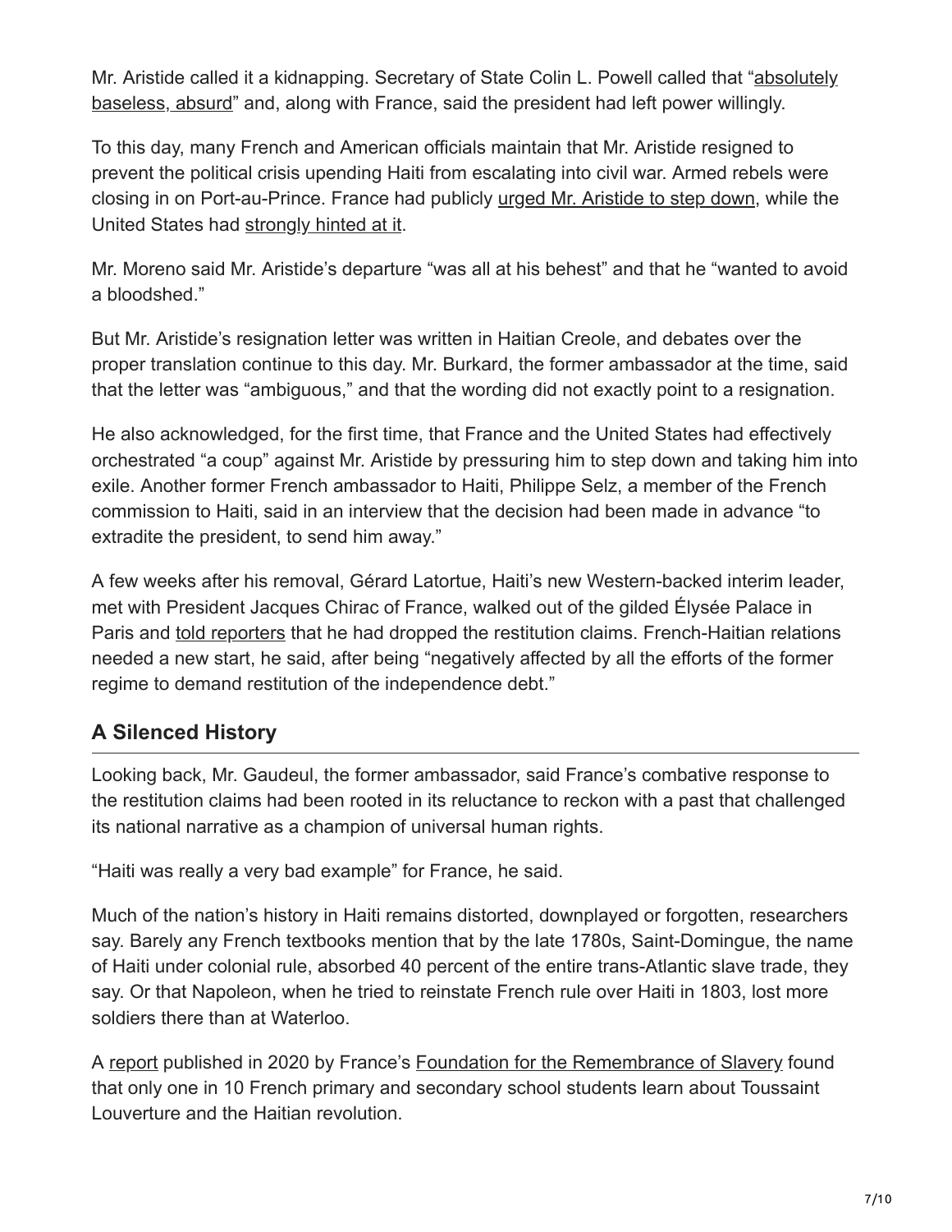Mr. Aristide called it a kidnapping. Secretary of State Colin L. Powell called that "absolutely baseless, absurd" and, along with France, said the president had left power willingly.

To this day, many French and American officials maintain that Mr. Aristide resigned to prevent the political crisis upending Haiti from escalating into civil war. Armed rebels were closing in on Port-au-Prince. France had publicly urged Mr. Aristide to step down, while the United States had strongly hinted at it.

Mr. Moreno said Mr. Aristide's departure "was all at his behest" and that he "wanted to avoid a bloodshed."

But Mr. Aristide's resignation letter was written in Haitian Creole, and debates over the proper translation continue to this day. Mr. Burkard, the former ambassador at the time, said that the letter was "ambiguous," and that the wording did not exactly point to a resignation.

He also acknowledged, for the first time, that France and the United States had effectively orchestrated "a coup" against Mr. Aristide by pressuring him to step down and taking him into exile. Another former French ambassador to Haiti, Philippe Selz, a member of the French commission to Haiti, said in an interview that the decision had been made in advance "to extradite the president, to send him away."

A few weeks after his removal, Gérard Latortue, Haiti's new Western-backed interim leader, met with President Jacques Chirac of France, walked out of the gilded Élysée Palace in Paris and told reporters that he had dropped the restitution claims. French-Haitian relations needed a new start, he said, after being "negatively affected by all the efforts of the former regime to demand restitution of the independence debt."

## A Silenced History

Looking back, Mr. Gaudeul, the former ambassador, said France's combative response to the restitution claims had been rooted in its reluctance to reckon with a past that challenged its national narrative as a champion of universal human rights.

"Haiti was really a very bad example" for France, he said.

Much of the nation's history in Haiti remains distorted, downplayed or forgotten, researchers say. Barely any French textbooks mention that by the late 1780s, Saint-Domingue, the name of Haiti under colonial rule, absorbed 40 percent of the entire trans-Atlantic slave trade, they say. Or that Napoleon, when he tried to reinstate French rule over Haiti in 1803, lost more soldiers there than at Waterloo.

A report published in 2020 by France's Foundation for the Remembrance of Slavery found that only one in 10 French primary and secondary school students learn about Toussaint Louverture and the Haitian revolution.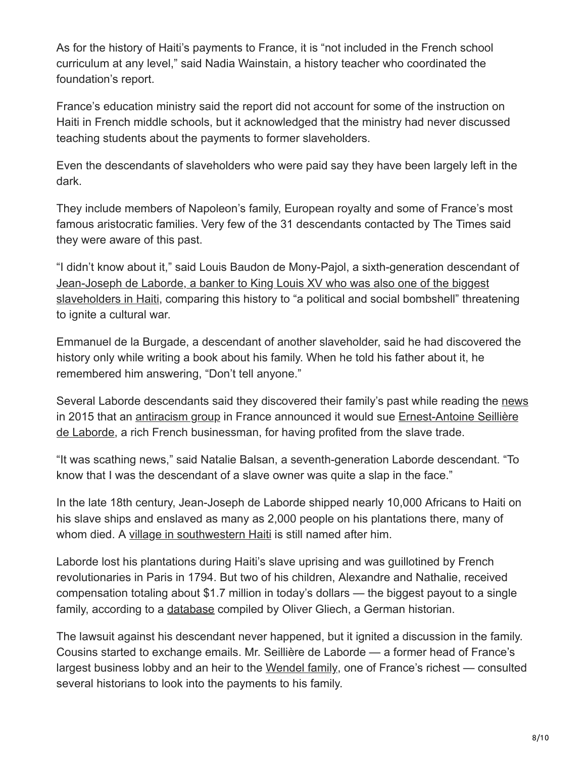As for the history of Haiti's payments to France, it is "not included in the French school curriculum at any level," said Nadia Wainstain, a history teacher who coordinated the foundation's report.

France's education ministry said the report did not account for some of the instruction on Haiti in French middle schools, but it acknowledged that the ministry had never discussed teaching students about the payments to former slaveholders.

Even the descendants of slaveholders who were paid say they have been largely left in the dark.

They include members of Napoleon's family, European royalty and some of France's most famous aristocratic families. Very few of the 31 descendants contacted by The Times said they were aware of this past.

"I didn't know about it," said Louis Baudon de Mony-Pajol, a sixth-generation descendant of Jean-Joseph de Laborde, a banker to King Louis XV who was also one of the biggest slaveholders in Haiti, comparing this history to "a political and social bombshell" threatening to ignite a cultural war.

Emmanuel de la Burgade, a descendant of another slaveholder, said he had discovered the history only while writing a book about his family. When he told his father about it, he remembered him answering, "Don't tell anyone."

Several Laborde descendants said they discovered their family's past while reading the news in 2015 that an antiracism group in France announced it would sue Ernest-Antoine Seillière de Laborde, a rich French businessman, for having profited from the slave trade.

"It was scathing news," said Natalie Balsan, a seventh-generation Laborde descendant. "To know that I was the descendant of a slave owner was quite a slap in the face."

In the late 18th century, Jean-Joseph de Laborde shipped nearly 10,000 Africans to Haiti on his slave ships and enslaved as many as 2,000 people on his plantations there, many of whom died. A village in southwestern Haiti is still named after him.

Laborde lost his plantations during Haiti's slave uprising and was guillotined by French revolutionaries in Paris in 1794. But two of his children, Alexandre and Nathalie, received compensation totaling about $1.7 million in today's dollars — the biggest payout to a single family, according to a database compiled by Oliver Gliech, a German historian.

The lawsuit against his descendant never happened, but it ignited a discussion in the family. Cousins started to exchange emails. Mr. Seillière de Laborde — a former head of France's largest business lobby and an heir to the Wendel family, one of France's richest — consulted several historians to look into the payments to his family.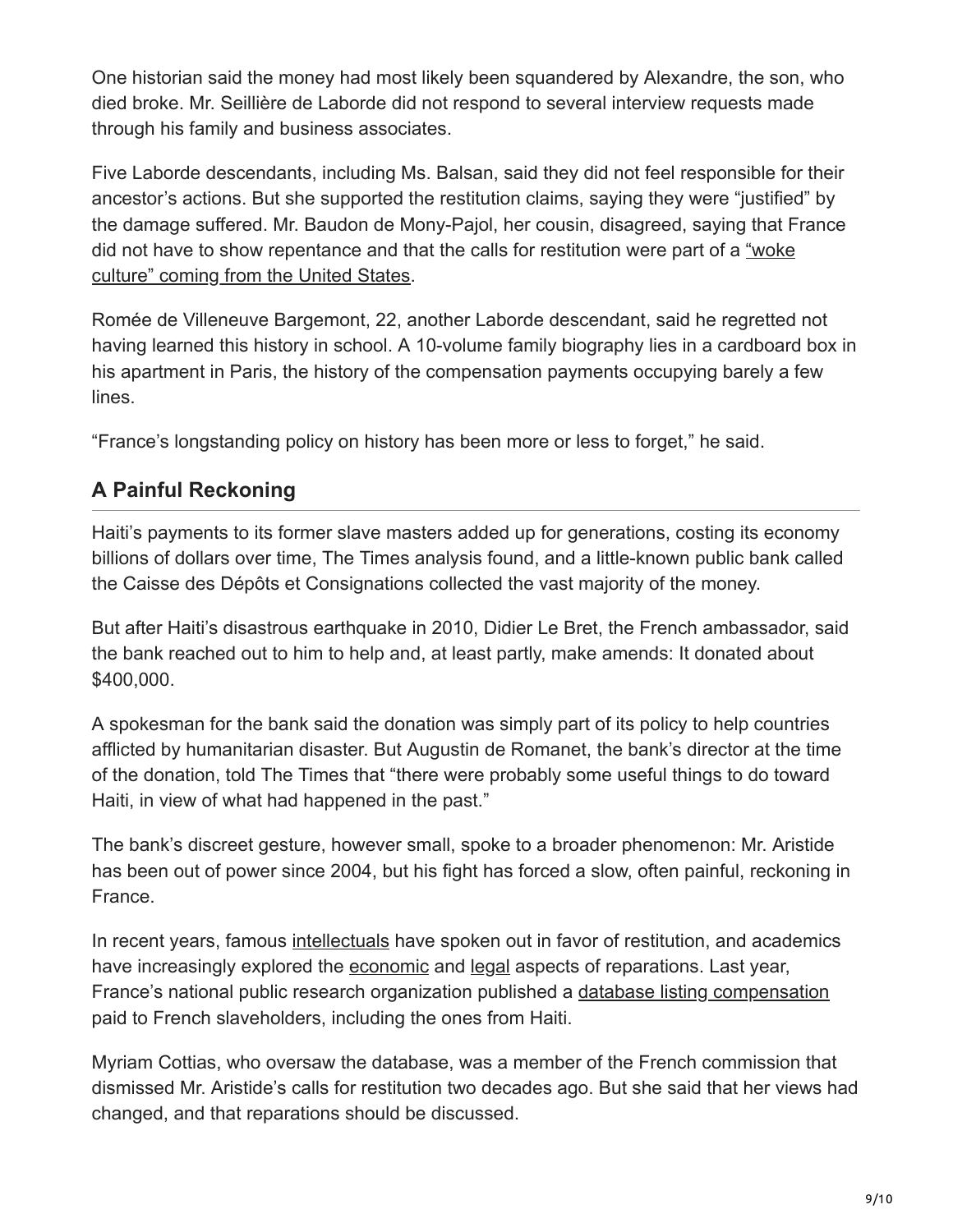One historian said the money had most likely been squandered by Alexandre, the son, who died broke. Mr. Seillière de Laborde did not respond to several interview requests made through his family and business associates.

Five Laborde descendants, including Ms. Balsan, said they did not feel responsible for their ancestor's actions. But she supported the restitution claims, saying they were "justified" by the damage suffered. Mr. Baudon de Mony-Pajol, her cousin, disagreed, saying that France did not have to show repentance and that the calls for restitution were part of a "woke culture" coming from the United States.

Romée de Villeneuve Bargemont, 22, another Laborde descendant, said he regretted not having learned this history in school. A 10-volume family biography lies in a cardboard box in his apartment in Paris, the history of the compensation payments occupying barely a few lines.

"France's longstanding policy on history has been more or less to forget," he said.

## A Painful Reckoning

Haiti's payments to its former slave masters added up for generations, costing its economy billions of dollars over time, The Times analysis found, and a little-known public bank called the Caisse des Dépôts et Consignations collected the vast majority of the money.

But after Haiti's disastrous earthquake in 2010, Didier Le Bret, the French ambassador, said the bank reached out to him to help and, at least partly, make amends: It donated about $400,000.

A spokesman for the bank said the donation was simply part of its policy to help countries afflicted by humanitarian disaster. But Augustin de Romanet, the bank's director at the time of the donation, told The Times that "there were probably some useful things to do toward Haiti, in view of what had happened in the past."

The bank's discreet gesture, however small, spoke to a broader phenomenon: Mr. Aristide has been out of power since 2004, but his fight has forced a slow, often painful, reckoning in France.

In recent years, famous intellectuals have spoken out in favor of restitution, and academics have increasingly explored the economic and legal aspects of reparations. Last year, France's national public research organization published a database listing compensation paid to French slaveholders, including the ones from Haiti.

Myriam Cottias, who oversaw the database, was a member of the French commission that dismissed Mr. Aristide's calls for restitution two decades ago. But she said that her views had changed, and that reparations should be discussed.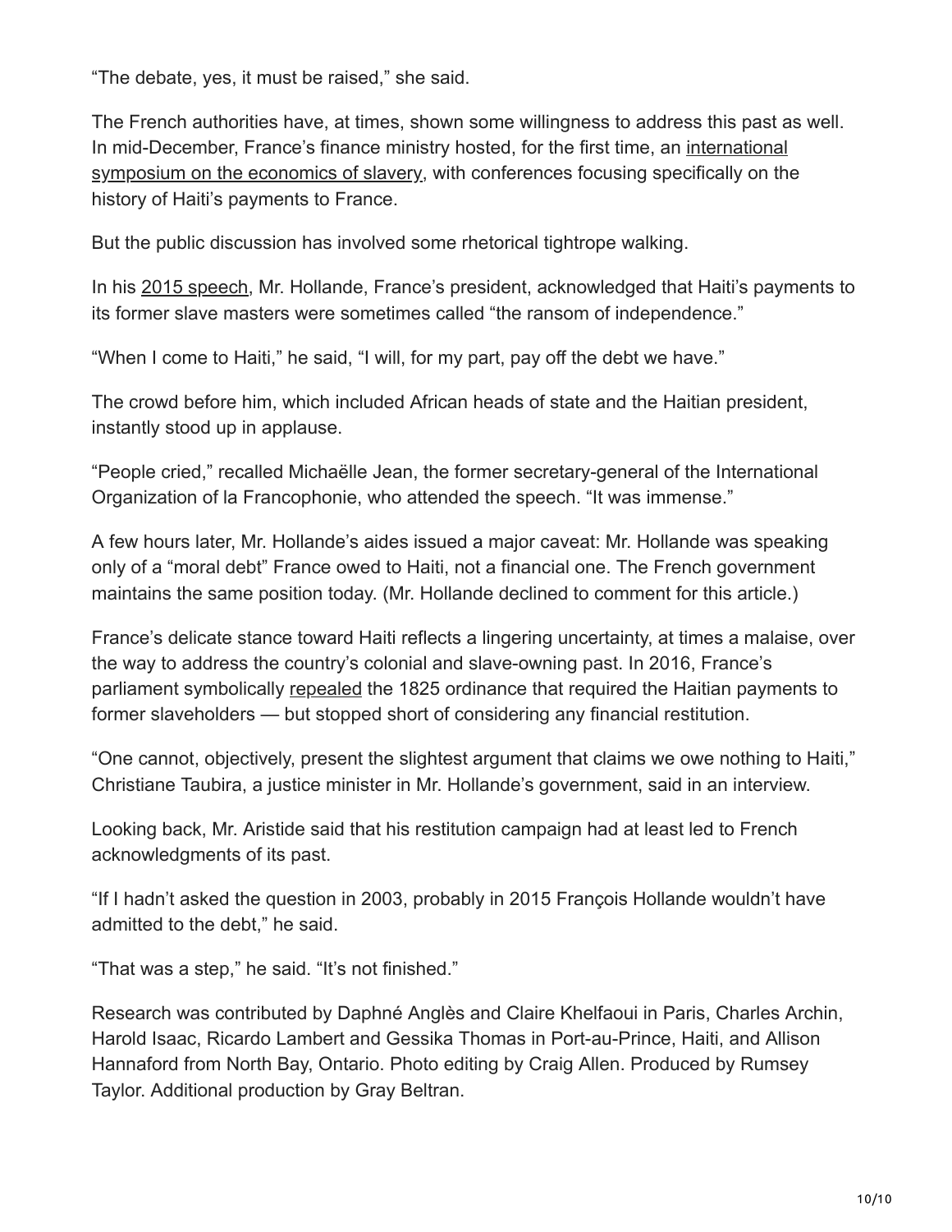“The debate, yes, it must be raised,” she said.

The French authorities have, at times, shown some willingness to address this past as well. In mid-December, France’s finance ministry hosted, for the first time, an international symposium on the economics of slavery, with conferences focusing specifically on the history of Haiti’s payments to France.

But the public discussion has involved some rhetorical tightrope walking.

In his 2015 speech, Mr. Hollande, France’s president, acknowledged that Haiti’s payments to its former slave masters were sometimes called “the ransom of independence.”

“When I come to Haiti,” he said, “I will, for my part, pay off the debt we have.”

The crowd before him, which included African heads of state and the Haitian president, instantly stood up in applause.

“People cried,” recalled Michaëlle Jean, the former secretary-general of the International Organization of la Francophonie, who attended the speech. “It was immense.”

A few hours later, Mr. Hollande’s aides issued a major caveat: Mr. Hollande was speaking only of a “moral debt” France owed to Haiti, not a financial one. The French government maintains the same position today. (Mr. Hollande declined to comment for this article.)

France’s delicate stance toward Haiti reflects a lingering uncertainty, at times a malaise, over the way to address the country’s colonial and slave-owning past. In 2016, France’s parliament symbolically repealed the 1825 ordinance that required the Haitian payments to former slaveholders — but stopped short of considering any financial restitution.

“One cannot, objectively, present the slightest argument that claims we owe nothing to Haiti,” Christiane Taubira, a justice minister in Mr. Hollande’s government, said in an interview.

Looking back, Mr. Aristide said that his restitution campaign had at least led to French acknowledgments of its past.

“If I hadn’t asked the question in 2003, probably in 2015 François Hollande wouldn’t have admitted to the debt,” he said.

“That was a step,” he said. “It’s not finished.”

Research was contributed by Daphné Anglès and Claire Khelfaoui in Paris, Charles Archin, Harold Isaac, Ricardo Lambert and Gessika Thomas in Port-au-Prince, Haiti, and Allison Hannaford from North Bay, Ontario. Photo editing by Craig Allen. Produced by Rumsey Taylor. Additional production by Gray Beltran.